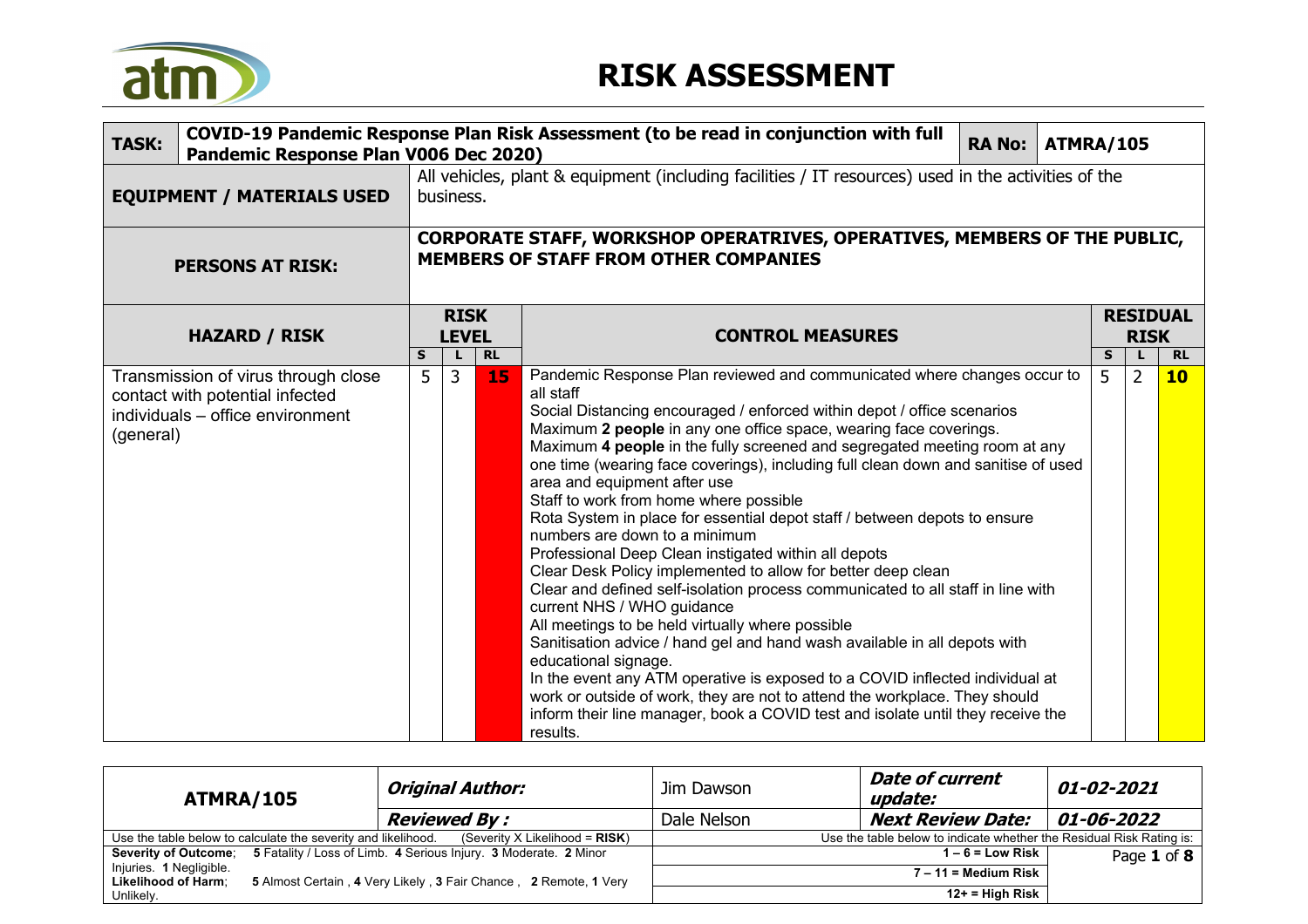# RISK ASSESSMENT

| **TASK:** | **COVID-19 Pandemic Response Plan Risk Assessment (to be read in conjunction with full Pandemic Response Plan V006 Dec 2020)** | **RA No:** | **ATMRA/105** |
|---|---|---|---|
| **EQUIPMENT / MATERIALS USED** | All vehicles, plant & equipment (including facilities / IT resources) used in the activities of the business. | | |
| **PERSONS AT RISK:** | **CORPORATE STAFF, WORKSHOP OPERATRIVES, OPERATIVES, MEMBERS OF THE PUBLIC, MEMBERS OF STAFF FROM OTHER COMPANIES** | | |

| **HAZARD / RISK** | **RISK LEVEL** | | | **CONTROL MEASURES** | **RESIDUAL RISK** | | |
|---|---|---|---|---|---|---|---|
| | **S** | **L** | **RL** | | **S** | **L** | **RL** |
| Transmission of virus through close contact with potential infected individuals – office environment (general) | 5 | 3 | **15** | Pandemic Response Plan reviewed and communicated where changes occur to all staff<br>Social Distancing encouraged / enforced within depot / office scenarios<br>Maximum **2 people** in any one office space, wearing face coverings.<br>Maximum **4 people** in the fully screened and segregated meeting room at any one time (wearing face coverings), including full clean down and sanitise of used area and equipment after use<br>Staff to work from home where possible<br>Rota System in place for essential depot staff / between depots to ensure numbers are down to a minimum<br>Professional Deep Clean instigated within all depots<br>Clear Desk Policy implemented to allow for better deep clean<br>Clear and defined self-isolation process communicated to all staff in line with current NHS / WHO guidance<br>All meetings to be held virtually where possible<br>Sanitisation advice / hand gel and hand wash available in all depots with educational signage.<br>In the event any ATM operative is exposed to a COVID inflected individual at work or outside of work, they are not to attend the workplace. They should inform their line manager, book a COVID test and isolate until they receive the results. | 5 | 2 | **10** |

| **ATMRA/105** | ***Original Author:*** | Jim Dawson | ***Date of current update:*** | ***01-02-2021*** |
|---|---|---|---|---|
| | ***Reviewed By :*** | Dale Nelson | ***Next Review Date:*** | ***01-06-2022*** |

Use the table below to calculate the severity and likelihood. (Severity X Likelihood = **RISK**)

**Severity of Outcome**; **5** Fatality / Loss of Limb. **4** Serious Injury. **3** Moderate. **2** Minor Injuries. **1** Negligible.
**Likelihood of Harm**; **5** Almost Certain , **4** Very Likely , **3** Fair Chance , **2** Remote, **1** Very Unlikely.

Use the table below to indicate whether the Residual Risk Rating is:

**1 – 6 = Low Risk**
**7 – 11 = Medium Risk**
**12+ = High Risk**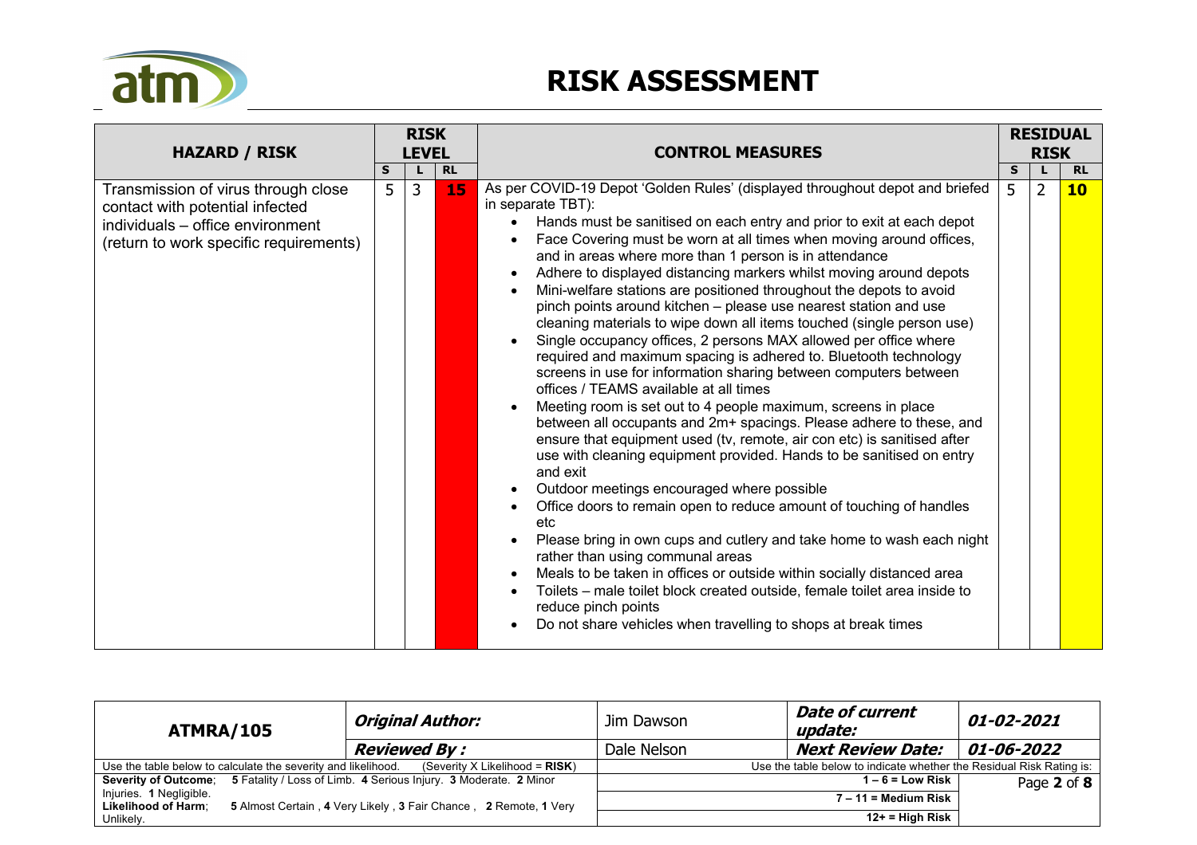# RISK ASSESSMENT

| HAZARD / RISK | RISK LEVEL | | | CONTROL MEASURES | RESIDUAL RISK | | |
|---|---|---|---|---|---|---|---|
| | S | L | RL | | S | L | RL |
| Transmission of virus through close contact with potential infected individuals – office environment (return to work specific requirements) | 5 | 3 | **15** | As per COVID-19 Depot 'Golden Rules' (displayed throughout depot and briefed in separate TBT):<br>• Hands must be sanitised on each entry and prior to exit at each depot<br>• Face Covering must be worn at all times when moving around offices, and in areas where more than 1 person is in attendance<br>• Adhere to displayed distancing markers whilst moving around depots<br>• Mini-welfare stations are positioned throughout the depots to avoid pinch points around kitchen – please use nearest station and use cleaning materials to wipe down all items touched (single person use)<br>• Single occupancy offices, 2 persons MAX allowed per office where required and maximum spacing is adhered to. Bluetooth technology screens in use for information sharing between computers between offices / TEAMS available at all times<br>• Meeting room is set out to 4 people maximum, screens in place between all occupants and 2m+ spacings. Please adhere to these, and ensure that equipment used (tv, remote, air con etc) is sanitised after use with cleaning equipment provided. Hands to be sanitised on entry and exit<br>• Outdoor meetings encouraged where possible<br>• Office doors to remain open to reduce amount of touching of handles etc<br>• Please bring in own cups and cutlery and take home to wash each night rather than using communal areas<br>• Meals to be taken in offices or outside within socially distanced area<br>• Toilets – male toilet block created outside, female toilet area inside to reduce pinch points<br>• Do not share vehicles when travelling to shops at break times | 5 | 2 | **10** |

| **ATMRA/105** | ***Original Author:*** | Jim Dawson | ***Date of current update:*** | ***01-02-2021*** |
|---|---|---|---|---|
| | ***Reviewed By :*** | Dale Nelson | ***Next Review Date:*** | ***01-06-2022*** |
| Use the table below to calculate the severity and likelihood. (Severity X Likelihood = **RISK**) | | Use the table below to indicate whether the Residual Risk Rating is: | | |
| **Severity of Outcome**; **5** Fatality / Loss of Limb. **4** Serious Injury. **3** Moderate. **2** Minor Injuries. **1** Negligible. | | **1 – 6 = Low Risk** | | |
| **Likelihood of Harm**; **5** Almost Certain , **4** Very Likely , **3** Fair Chance , **2** Remote, **1** Very Unlikely. | | **7 – 11 = Medium Risk** | | |
| | | **12+ = High Risk** | | |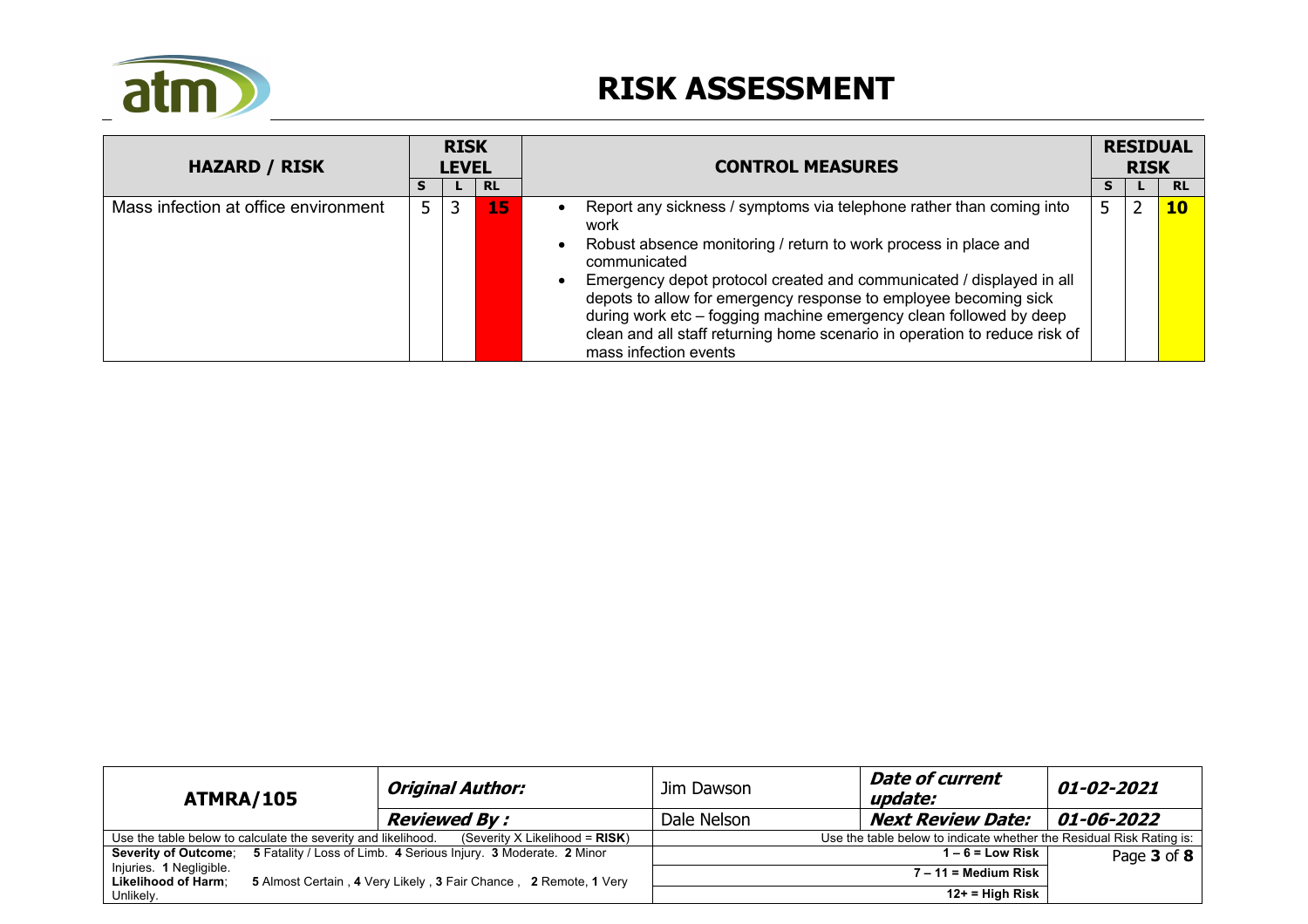# RISK ASSESSMENT

| HAZARD / RISK | RISK LEVEL | | | CONTROL MEASURES | RESIDUAL RISK | | |
|---|---|---|---|---|---|---|---|
| | S | L | RL | | S | L | RL |
| Mass infection at office environment | 5 | 3 | 15 | • Report any sickness / symptoms via telephone rather than coming into work<br>• Robust absence monitoring / return to work process in place and communicated<br>• Emergency depot protocol created and communicated / displayed in all depots to allow for emergency response to employee becoming sick during work etc – fogging machine emergency clean followed by deep clean and all staff returning home scenario in operation to reduce risk of mass infection events | 5 | 2 | 10 |

| ATMRA/105 | *Original Author:* | Jim Dawson | *Date of current update:* | *01-02-2021* |
|---|---|---|---|---|
| | *Reviewed By :* | Dale Nelson | *Next Review Date:* | *01-06-2022* |

Use the table below to calculate the severity and likelihood. (Severity X Likelihood = **RISK**)

**Severity of Outcome**; **5** Fatality / Loss of Limb. **4** Serious Injury. **3** Moderate. **2** Minor Injuries. **1** Negligible.

**Likelihood of Harm**; **5** Almost Certain , **4** Very Likely , **3** Fair Chance , **2** Remote, **1** Very Unlikely.

Use the table below to indicate whether the Residual Risk Rating is:

**1 – 6 = Low Risk**

**7 – 11 = Medium Risk**

**12+ = High Risk**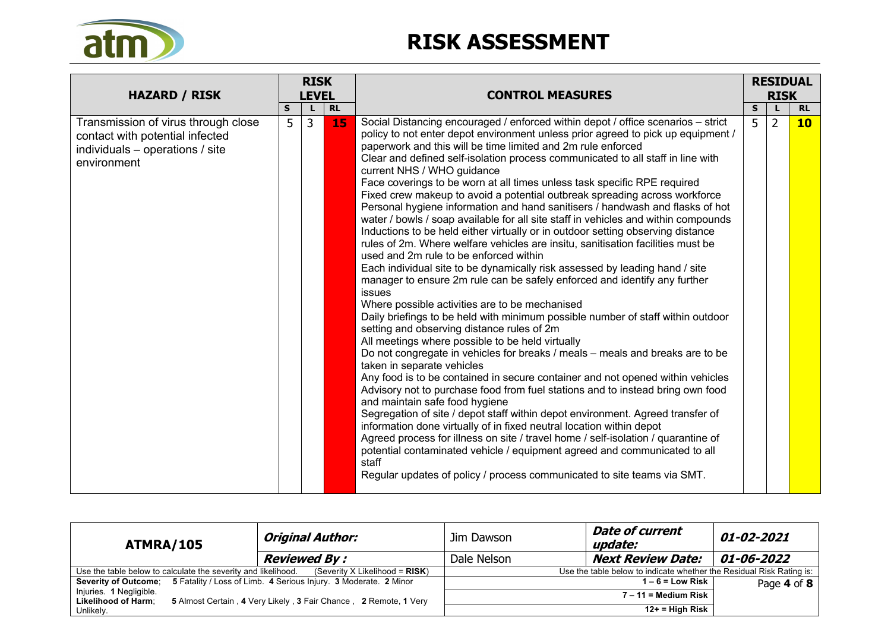# RISK ASSESSMENT

| HAZARD / RISK | RISK LEVEL | | | CONTROL MEASURES | RESIDUAL RISK | | |
|---|---|---|---|---|---|---|---|
| | S | L | RL | | S | L | RL |
| Transmission of virus through close contact with potential infected individuals – operations / site environment | 5 | 3 | 15 | Social Distancing encouraged / enforced within depot / office scenarios – strict policy to not enter depot environment unless prior agreed to pick up equipment / paperwork and this will be time limited and 2m rule enforced<br>Clear and defined self-isolation process communicated to all staff in line with current NHS / WHO guidance<br>Face coverings to be worn at all times unless task specific RPE required<br>Fixed crew makeup to avoid a potential outbreak spreading across workforce<br>Personal hygiene information and hand sanitisers / handwash and flasks of hot water / bowls / soap available for all site staff in vehicles and within compounds<br>Inductions to be held either virtually or in outdoor setting observing distance rules of 2m. Where welfare vehicles are insitu, sanitisation facilities must be used and 2m rule to be enforced within<br>Each individual site to be dynamically risk assessed by leading hand / site manager to ensure 2m rule can be safely enforced and identify any further issues<br>Where possible activities are to be mechanised<br>Daily briefings to be held with minimum possible number of staff within outdoor setting and observing distance rules of 2m<br>All meetings where possible to be held virtually<br>Do not congregate in vehicles for breaks / meals – meals and breaks are to be taken in separate vehicles<br>Any food is to be contained in secure container and not opened within vehicles<br>Advisory not to purchase food from fuel stations and to instead bring own food and maintain safe food hygiene<br>Segregation of site / depot staff within depot environment. Agreed transfer of information done virtually of in fixed neutral location within depot<br>Agreed process for illness on site / travel home / self-isolation / quarantine of potential contaminated vehicle / equipment agreed and communicated to all staff<br>Regular updates of policy / process communicated to site teams via SMT. | 5 | 2 | 10 |

| ATMRA/105 | *Original Author:* | Jim Dawson | *Date of current update:* | *01-02-2021* |
|---|---|---|---|---|
| | *Reviewed By :* | Dale Nelson | *Next Review Date:* | *01-06-2022* |
| Use the table below to calculate the severity and likelihood. (Severity X Likelihood = **RISK**) | | Use the table below to indicate whether the Residual Risk Rating is: | | |
| **Severity of Outcome**; **5** Fatality / Loss of Limb. **4** Serious Injury. **3** Moderate. **2** Minor Injuries. **1** Negligible. | | **1 – 6 = Low Risk** | | |
| **Likelihood of Harm**; **5** Almost Certain , **4** Very Likely , **3** Fair Chance , **2** Remote, **1** Very Unlikely. | | **7 – 11 = Medium Risk** | | |
| | | **12+ = High Risk** | | |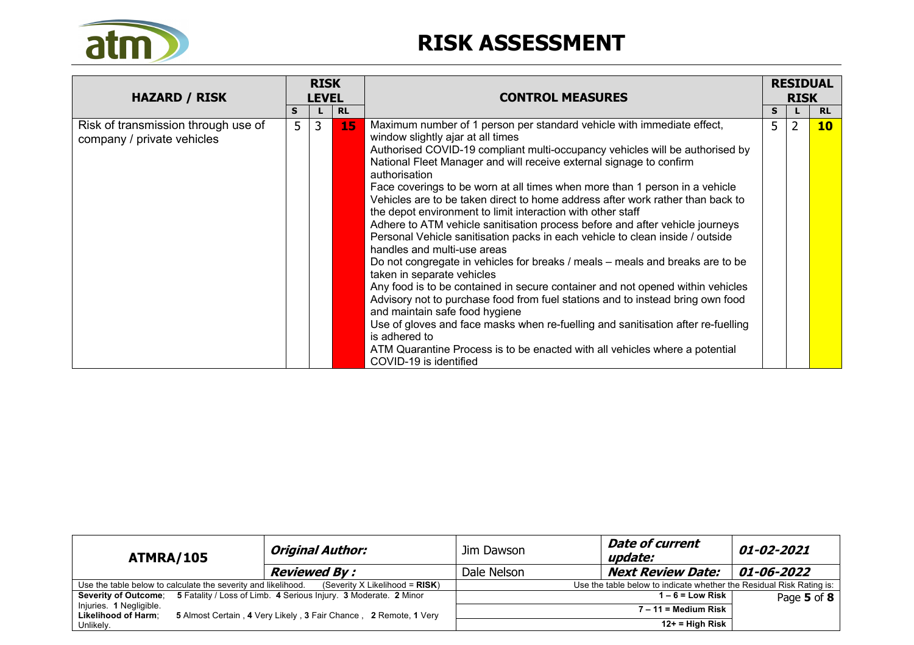# RISK ASSESSMENT

| HAZARD / RISK | RISK LEVEL | | | CONTROL MEASURES | RESIDUAL RISK | | |
|---|---|---|---|---|---|---|---|
| | S | L | RL | | S | L | RL |
| Risk of transmission through use of company / private vehicles | 5 | 3 | 15 | Maximum number of 1 person per standard vehicle with immediate effect, window slightly ajar at all times<br>Authorised COVID-19 compliant multi-occupancy vehicles will be authorised by National Fleet Manager and will receive external signage to confirm authorisation<br>Face coverings to be worn at all times when more than 1 person in a vehicle<br>Vehicles are to be taken direct to home address after work rather than back to the depot environment to limit interaction with other staff<br>Adhere to ATM vehicle sanitisation process before and after vehicle journeys<br>Personal Vehicle sanitisation packs in each vehicle to clean inside / outside handles and multi-use areas<br>Do not congregate in vehicles for breaks / meals – meals and breaks are to be taken in separate vehicles<br>Any food is to be contained in secure container and not opened within vehicles<br>Advisory not to purchase food from fuel stations and to instead bring own food and maintain safe food hygiene<br>Use of gloves and face masks when re-fuelling and sanitisation after re-fuelling is adhered to<br>ATM Quarantine Process is to be enacted with all vehicles where a potential COVID-19 is identified | 5 | 2 | 10 |

| ATMRA/105 | *Original Author:* | Jim Dawson | *Date of current update:* | *01-02-2021* |
|---|---|---|---|---|
| | ***Reviewed By :*** | Dale Nelson | ***Next Review Date:*** | ***01-06-2022*** |
| Use the table below to calculate the severity and likelihood. (Severity X Likelihood = **RISK**) | | Use the table below to indicate whether the Residual Risk Rating is: | | |
| **Severity of Outcome**; **5** Fatality / Loss of Limb. **4** Serious Injury. **3** Moderate. **2** Minor Injuries. **1** Negligible. | | **1 – 6 = Low Risk** | | |
| **Likelihood of Harm**; **5** Almost Certain , **4** Very Likely , **3** Fair Chance , **2** Remote, **1** Very Unlikely. | | **7 – 11 = Medium Risk** | | |
| | | **12+ = High Risk** | | |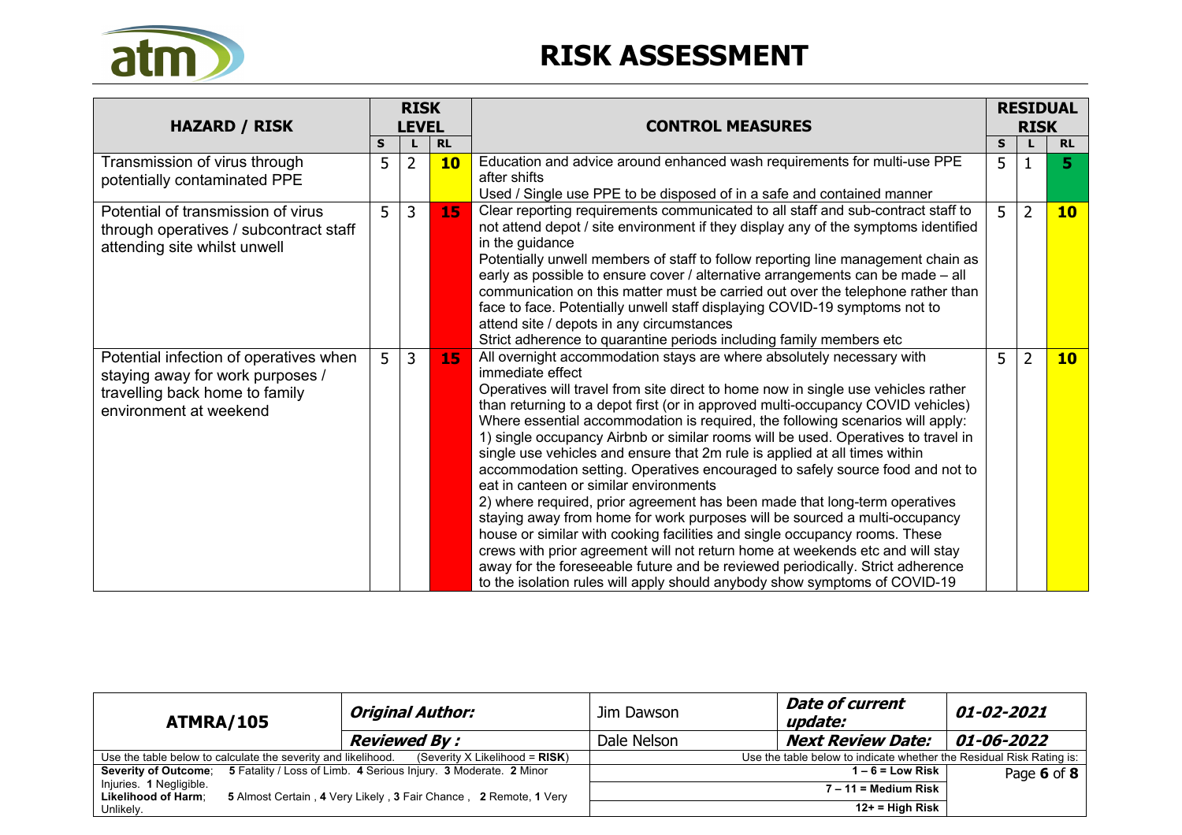# RISK ASSESSMENT

| HAZARD / RISK | RISK LEVEL | | | CONTROL MEASURES | RESIDUAL RISK | | |
|---|---|---|---|---|---|---|---|
| | S | L | RL | | S | L | RL |
| Transmission of virus through potentially contaminated PPE | 5 | 2 | **10** | Education and advice around enhanced wash requirements for multi-use PPE after shifts<br>Used / Single use PPE to be disposed of in a safe and contained manner | 5 | 1 | **5** |
| Potential of transmission of virus through operatives / subcontract staff attending site whilst unwell | 5 | 3 | **15** | Clear reporting requirements communicated to all staff and sub-contract staff to not attend depot / site environment if they display any of the symptoms identified in the guidance<br>Potentially unwell members of staff to follow reporting line management chain as early as possible to ensure cover / alternative arrangements can be made – all communication on this matter must be carried out over the telephone rather than face to face. Potentially unwell staff displaying COVID-19 symptoms not to attend site / depots in any circumstances<br>Strict adherence to quarantine periods including family members etc | 5 | 2 | **10** |
| Potential infection of operatives when staying away for work purposes / travelling back home to family environment at weekend | 5 | 3 | **15** | All overnight accommodation stays are where absolutely necessary with immediate effect<br>Operatives will travel from site direct to home now in single use vehicles rather than returning to a depot first (or in approved multi-occupancy COVID vehicles)<br>Where essential accommodation is required, the following scenarios will apply:<br>1) single occupancy Airbnb or similar rooms will be used. Operatives to travel in single use vehicles and ensure that 2m rule is applied at all times within accommodation setting. Operatives encouraged to safely source food and not to eat in canteen or similar environments<br>2) where required, prior agreement has been made that long-term operatives staying away from home for work purposes will be sourced a multi-occupancy house or similar with cooking facilities and single occupancy rooms. These crews with prior agreement will not return home at weekends etc and will stay away for the foreseeable future and be reviewed periodically. Strict adherence to the isolation rules will apply should anybody show symptoms of COVID-19 | 5 | 2 | **10** |

| **ATMRA/105** | ***Original Author:*** | Jim Dawson | ***Date of current update:*** | ***01-02-2021*** |
|---|---|---|---|---|
| | ***Reviewed By :*** | Dale Nelson | ***Next Review Date:*** | ***01-06-2022*** |
| Use the table below to calculate the severity and likelihood. (Severity X Likelihood = **RISK**) | | Use the table below to indicate whether the Residual Risk Rating is: | | |
| **Severity of Outcome**; 5 Fatality / Loss of Limb. 4 Serious Injury. 3 Moderate. 2 Minor Injuries. 1 Negligible.<br>**Likelihood of Harm**; 5 Almost Certain , 4 Very Likely , 3 Fair Chance , 2 Remote, 1 Very Unlikely. | | **1 – 6 = Low Risk**<br>**7 – 11 = Medium Risk**<br>**12+ = High Risk** | | |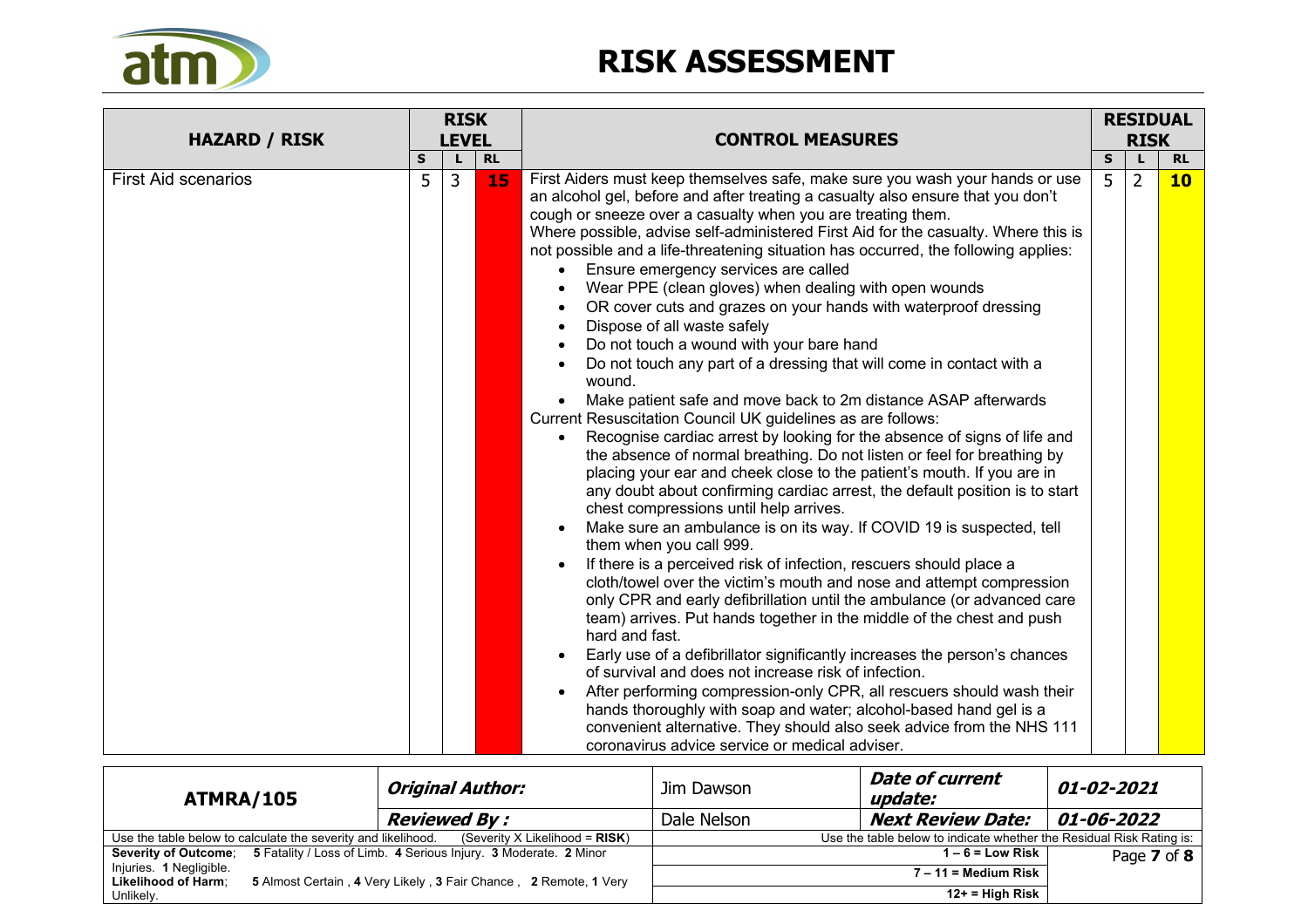# RISK ASSESSMENT

| HAZARD / RISK | RISK LEVEL | | | CONTROL MEASURES | RESIDUAL RISK | | |
|---|---|---|---|---|---|---|---|
| | S | L | RL | | S | L | RL |
| First Aid scenarios | 5 | 3 | 15 | First Aiders must keep themselves safe, make sure you wash your hands or use an alcohol gel, before and after treating a casualty also ensure that you don't cough or sneeze over a casualty when you are treating them.<br>Where possible, advise self-administered First Aid for the casualty. Where this is not possible and a life-threatening situation has occurred, the following applies:<br>• Ensure emergency services are called<br>• Wear PPE (clean gloves) when dealing with open wounds<br>• OR cover cuts and grazes on your hands with waterproof dressing<br>• Dispose of all waste safely<br>• Do not touch a wound with your bare hand<br>• Do not touch any part of a dressing that will come in contact with a wound.<br>• Make patient safe and move back to 2m distance ASAP afterwards<br>Current Resuscitation Council UK guidelines as are follows:<br>• Recognise cardiac arrest by looking for the absence of signs of life and the absence of normal breathing. Do not listen or feel for breathing by placing your ear and cheek close to the patient's mouth. If you are in any doubt about confirming cardiac arrest, the default position is to start chest compressions until help arrives.<br>• Make sure an ambulance is on its way. If COVID 19 is suspected, tell them when you call 999.<br>• If there is a perceived risk of infection, rescuers should place a cloth/towel over the victim's mouth and nose and attempt compression only CPR and early defibrillation until the ambulance (or advanced care team) arrives. Put hands together in the middle of the chest and push hard and fast.<br>• Early use of a defibrillator significantly increases the person's chances of survival and does not increase risk of infection.<br>• After performing compression-only CPR, all rescuers should wash their hands thoroughly with soap and water; alcohol-based hand gel is a convenient alternative. They should also seek advice from the NHS 111 coronavirus advice service or medical adviser. | 5 | 2 | 10 |

| ATMRA/105 | ***Original Author:*** | Jim Dawson | ***Date of current update:*** | ***01-02-2021*** |
|---|---|---|---|---|
| | ***Reviewed By :*** | Dale Nelson | ***Next Review Date:*** | ***01-06-2022*** |

Use the table below to calculate the severity and likelihood. (Severity X Likelihood = **RISK**)

**Severity of Outcome**; **5** Fatality / Loss of Limb. **4** Serious Injury. **3** Moderate. **2** Minor Injuries. **1** Negligible.

**Likelihood of Harm**; **5** Almost Certain , **4** Very Likely , **3** Fair Chance , **2** Remote, **1** Very Unlikely.

Use the table below to indicate whether the Residual Risk Rating is:

- **1 – 6 = Low Risk**
- **7 – 11 = Medium Risk**
- **12+ = High Risk**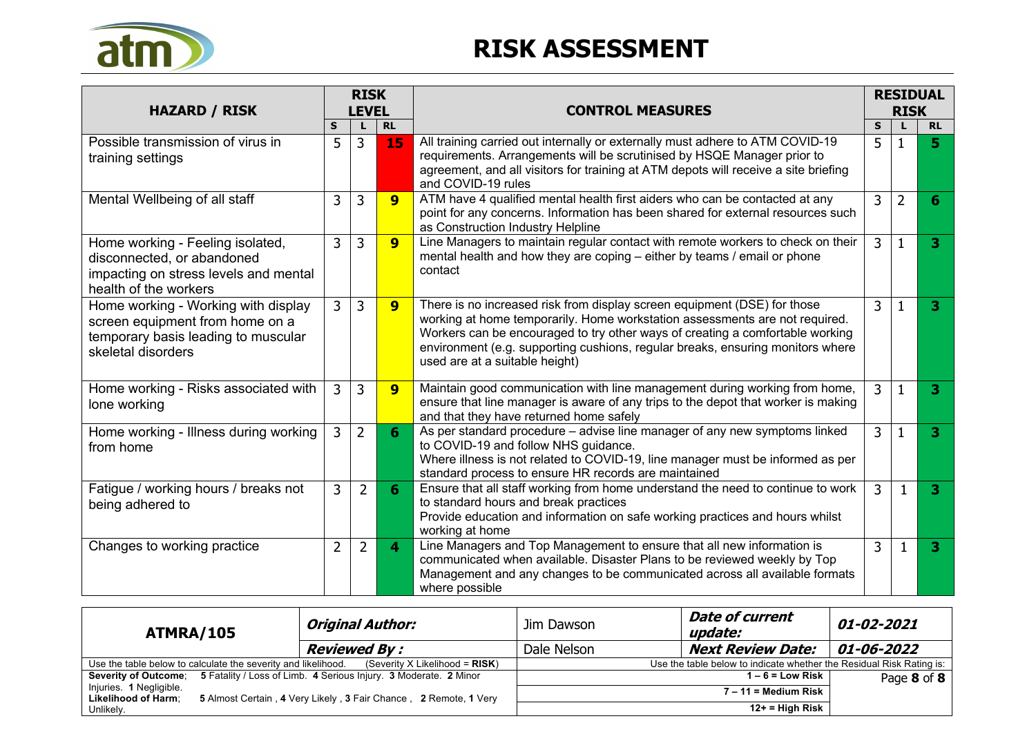# RISK ASSESSMENT

| HAZARD / RISK | RISK LEVEL | | | CONTROL MEASURES | RESIDUAL RISK | | |
|---|---|---|---|---|---|---|---|
| | S | L | RL | | S | L | RL |
| Possible transmission of virus in training settings | 5 | 3 | 15 | All training carried out internally or externally must adhere to ATM COVID-19 requirements. Arrangements will be scrutinised by HSQE Manager prior to agreement, and all visitors for training at ATM depots will receive a site briefing and COVID-19 rules | 5 | 1 | 5 |
| Mental Wellbeing of all staff | 3 | 3 | 9 | ATM have 4 qualified mental health first aiders who can be contacted at any point for any concerns. Information has been shared for external resources such as Construction Industry Helpline | 3 | 2 | 6 |
| Home working - Feeling isolated, disconnected, or abandoned impacting on stress levels and mental health of the workers | 3 | 3 | 9 | Line Managers to maintain regular contact with remote workers to check on their mental health and how they are coping – either by teams / email or phone contact | 3 | 1 | 3 |
| Home working - Working with display screen equipment from home on a temporary basis leading to muscular skeletal disorders | 3 | 3 | 9 | There is no increased risk from display screen equipment (DSE) for those working at home temporarily. Home workstation assessments are not required. Workers can be encouraged to try other ways of creating a comfortable working environment (e.g. supporting cushions, regular breaks, ensuring monitors where used are at a suitable height) | 3 | 1 | 3 |
| Home working - Risks associated with lone working | 3 | 3 | 9 | Maintain good communication with line management during working from home, ensure that line manager is aware of any trips to the depot that worker is making and that they have returned home safely | 3 | 1 | 3 |
| Home working - Illness during working from home | 3 | 2 | 6 | As per standard procedure – advise line manager of any new symptoms linked to COVID-19 and follow NHS guidance.<br>Where illness is not related to COVID-19, line manager must be informed as per standard process to ensure HR records are maintained | 3 | 1 | 3 |
| Fatigue / working hours / breaks not being adhered to | 3 | 2 | 6 | Ensure that all staff working from home understand the need to continue to work to standard hours and break practices<br>Provide education and information on safe working practices and hours whilst working at home | 3 | 1 | 3 |
| Changes to working practice | 2 | 2 | 4 | Line Managers and Top Management to ensure that all new information is communicated when available. Disaster Plans to be reviewed weekly by Top Management and any changes to be communicated across all available formats where possible | 3 | 1 | 3 |

| ATMRA/105 | ***Original Author:*** | Jim Dawson | ***Date of current update:*** | ***01-02-2021*** |
|---|---|---|---|---|
| | ***Reviewed By :*** | Dale Nelson | ***Next Review Date:*** | ***01-06-2022*** |

Use the table below to calculate the severity and likelihood. (Severity X Likelihood = **RISK**)

**Severity of Outcome**; **5** Fatality / Loss of Limb. **4** Serious Injury. **3** Moderate. **2** Minor Injuries. **1** Negligible.
**Likelihood of Harm**; **5** Almost Certain , **4** Very Likely , **3** Fair Chance , **2** Remote, **1** Very Unlikely.

Use the table below to indicate whether the Residual Risk Rating is:

**1 – 6 = Low Risk**
**7 – 11 = Medium Risk**
**12+ = High Risk**